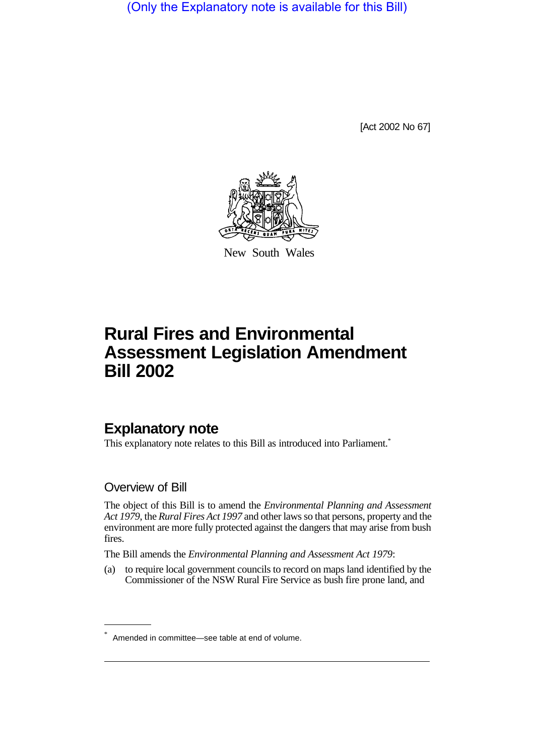(Only the Explanatory note is available for this Bill)

[Act 2002 No 67]

New South Wales

# Rural Fires and Environmental Assessment Legislation Amendment Bill 2002

## Explanatory note

This explanatory note relates to this Bill as introduced into Parliament.*

### Overview of Bill

The object of this Bill is to amend the *Environmental Planning and Assessment Act 1979*, the *Rural Fires Act 1997* and other laws so that persons, property and the environment are more fully protected against the dangers that may arise from bush fires.

The Bill amends the *Environmental Planning and Assessment Act 1979*:

(a) to require local government councils to record on maps land identified by the Commissioner of the NSW Rural Fire Service as bush fire prone land, and

* Amended in committee—see table at end of volume.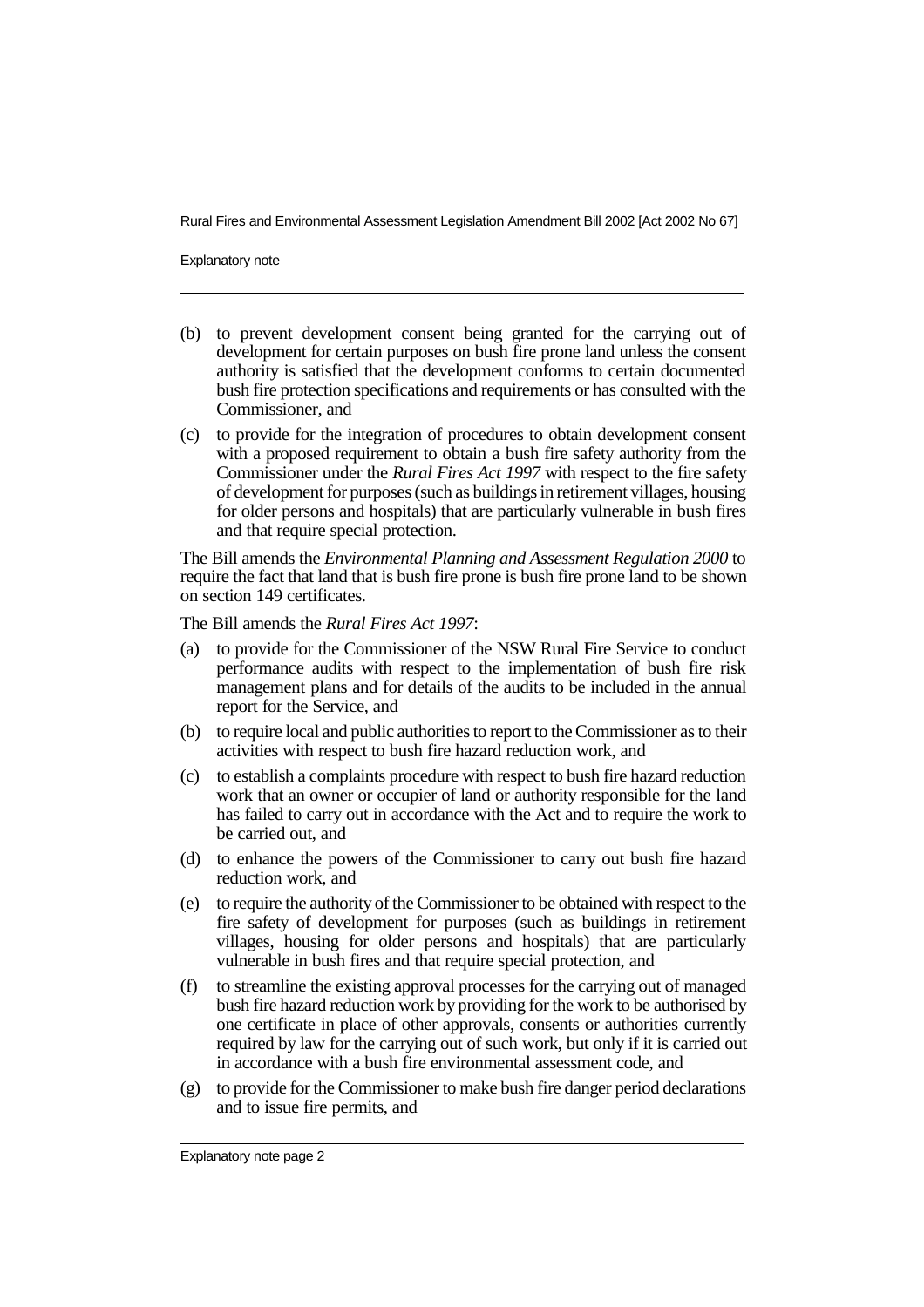(b) to prevent development consent being granted for the carrying out of development for certain purposes on bush fire prone land unless the consent authority is satisfied that the development conforms to certain documented bush fire protection specifications and requirements or has consulted with the Commissioner, and

(c) to provide for the integration of procedures to obtain development consent with a proposed requirement to obtain a bush fire safety authority from the Commissioner under the *Rural Fires Act 1997* with respect to the fire safety of development for purposes (such as buildings in retirement villages, housing for older persons and hospitals) that are particularly vulnerable in bush fires and that require special protection.

The Bill amends the *Environmental Planning and Assessment Regulation 2000* to require the fact that land that is bush fire prone is bush fire prone land to be shown on section 149 certificates.

The Bill amends the *Rural Fires Act 1997*:

(a) to provide for the Commissioner of the NSW Rural Fire Service to conduct performance audits with respect to the implementation of bush fire risk management plans and for details of the audits to be included in the annual report for the Service, and

(b) to require local and public authorities to report to the Commissioner as to their activities with respect to bush fire hazard reduction work, and

(c) to establish a complaints procedure with respect to bush fire hazard reduction work that an owner or occupier of land or authority responsible for the land has failed to carry out in accordance with the Act and to require the work to be carried out, and

(d) to enhance the powers of the Commissioner to carry out bush fire hazard reduction work, and

(e) to require the authority of the Commissioner to be obtained with respect to the fire safety of development for purposes (such as buildings in retirement villages, housing for older persons and hospitals) that are particularly vulnerable in bush fires and that require special protection, and

(f) to streamline the existing approval processes for the carrying out of managed bush fire hazard reduction work by providing for the work to be authorised by one certificate in place of other approvals, consents or authorities currently required by law for the carrying out of such work, but only if it is carried out in accordance with a bush fire environmental assessment code, and

(g) to provide for the Commissioner to make bush fire danger period declarations and to issue fire permits, and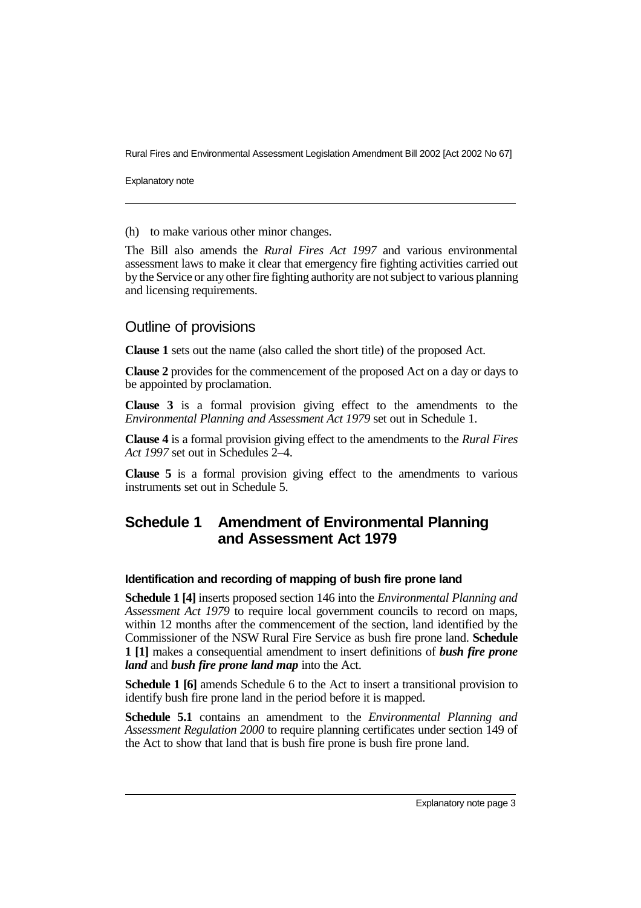(h) to make various other minor changes.

The Bill also amends the *Rural Fires Act 1997* and various environmental assessment laws to make it clear that emergency fire fighting activities carried out by the Service or any other fire fighting authority are not subject to various planning and licensing requirements.

## Outline of provisions

**Clause 1** sets out the name (also called the short title) of the proposed Act.

**Clause 2** provides for the commencement of the proposed Act on a day or days to be appointed by proclamation.

**Clause 3** is a formal provision giving effect to the amendments to the *Environmental Planning and Assessment Act 1979* set out in Schedule 1.

**Clause 4** is a formal provision giving effect to the amendments to the *Rural Fires Act 1997* set out in Schedules 2–4.

**Clause 5** is a formal provision giving effect to the amendments to various instruments set out in Schedule 5.

## Schedule 1 Amendment of Environmental Planning and Assessment Act 1979

### Identification and recording of mapping of bush fire prone land

**Schedule 1 [4]** inserts proposed section 146 into the *Environmental Planning and Assessment Act 1979* to require local government councils to record on maps, within 12 months after the commencement of the section, land identified by the Commissioner of the NSW Rural Fire Service as bush fire prone land. **Schedule 1 [1]** makes a consequential amendment to insert definitions of ***bush fire prone land*** and ***bush fire prone land map*** into the Act.

**Schedule 1 [6]** amends Schedule 6 to the Act to insert a transitional provision to identify bush fire prone land in the period before it is mapped.

**Schedule 5.1** contains an amendment to the *Environmental Planning and Assessment Regulation 2000* to require planning certificates under section 149 of the Act to show that land that is bush fire prone is bush fire prone land.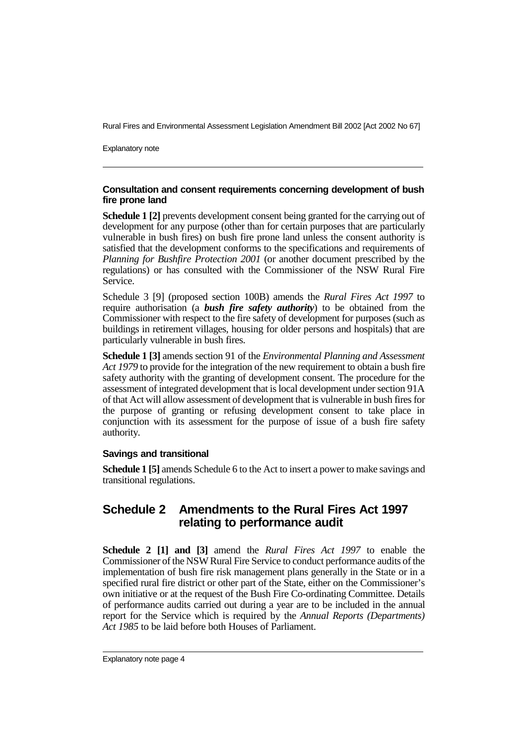### Consultation and consent requirements concerning development of bush fire prone land

**Schedule 1 [2]** prevents development consent being granted for the carrying out of development for any purpose (other than for certain purposes that are particularly vulnerable in bush fires) on bush fire prone land unless the consent authority is satisfied that the development conforms to the specifications and requirements of *Planning for Bushfire Protection 2001* (or another document prescribed by the regulations) or has consulted with the Commissioner of the NSW Rural Fire Service.

Schedule 3 [9] (proposed section 100B) amends the *Rural Fires Act 1997* to require authorisation (a ***bush fire safety authority***) to be obtained from the Commissioner with respect to the fire safety of development for purposes (such as buildings in retirement villages, housing for older persons and hospitals) that are particularly vulnerable in bush fires.

**Schedule 1 [3]** amends section 91 of the *Environmental Planning and Assessment Act 1979* to provide for the integration of the new requirement to obtain a bush fire safety authority with the granting of development consent. The procedure for the assessment of integrated development that is local development under section 91A of that Act will allow assessment of development that is vulnerable in bush fires for the purpose of granting or refusing development consent to take place in conjunction with its assessment for the purpose of issue of a bush fire safety authority.

### Savings and transitional

**Schedule 1 [5]** amends Schedule 6 to the Act to insert a power to make savings and transitional regulations.

## Schedule 2 Amendments to the Rural Fires Act 1997 relating to performance audit

**Schedule 2 [1] and [3]** amend the *Rural Fires Act 1997* to enable the Commissioner of the NSW Rural Fire Service to conduct performance audits of the implementation of bush fire risk management plans generally in the State or in a specified rural fire district or other part of the State, either on the Commissioner's own initiative or at the request of the Bush Fire Co-ordinating Committee. Details of performance audits carried out during a year are to be included in the annual report for the Service which is required by the *Annual Reports (Departments) Act 1985* to be laid before both Houses of Parliament.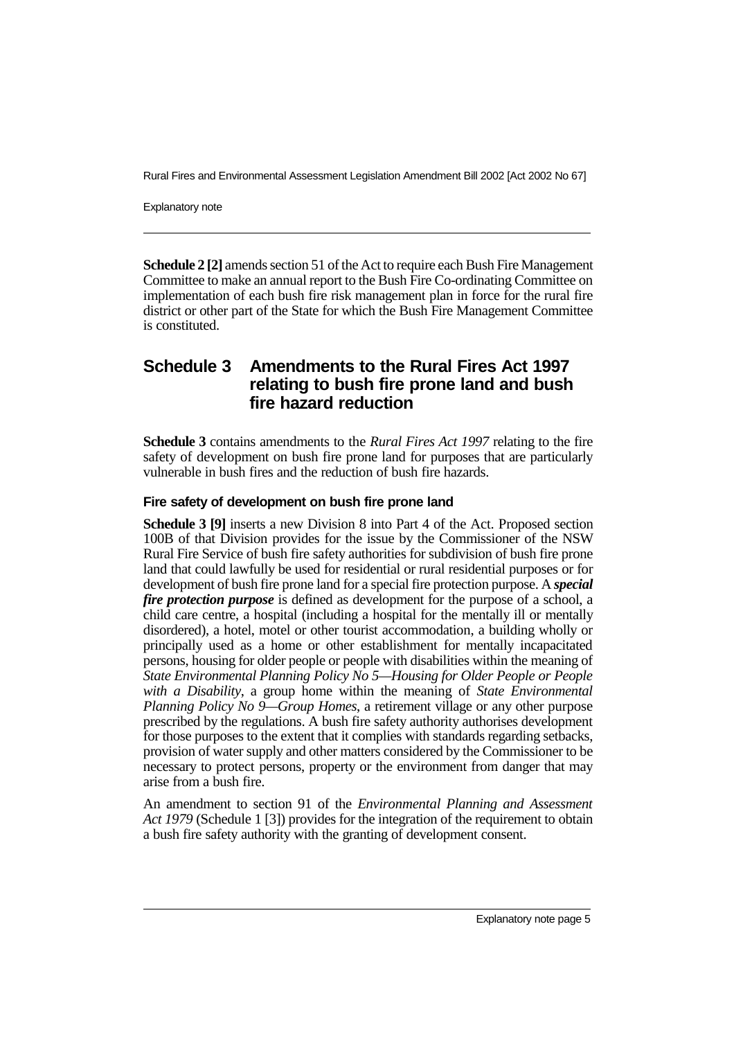**Schedule 2 [2]** amends section 51 of the Act to require each Bush Fire Management Committee to make an annual report to the Bush Fire Co-ordinating Committee on implementation of each bush fire risk management plan in force for the rural fire district or other part of the State for which the Bush Fire Management Committee is constituted.

## Schedule 3 Amendments to the Rural Fires Act 1997 relating to bush fire prone land and bush fire hazard reduction

**Schedule 3** contains amendments to the *Rural Fires Act 1997* relating to the fire safety of development on bush fire prone land for purposes that are particularly vulnerable in bush fires and the reduction of bush fire hazards.

### Fire safety of development on bush fire prone land

**Schedule 3 [9]** inserts a new Division 8 into Part 4 of the Act. Proposed section 100B of that Division provides for the issue by the Commissioner of the NSW Rural Fire Service of bush fire safety authorities for subdivision of bush fire prone land that could lawfully be used for residential or rural residential purposes or for development of bush fire prone land for a special fire protection purpose. A ***special fire protection purpose*** is defined as development for the purpose of a school, a child care centre, a hospital (including a hospital for the mentally ill or mentally disordered), a hotel, motel or other tourist accommodation, a building wholly or principally used as a home or other establishment for mentally incapacitated persons, housing for older people or people with disabilities within the meaning of *State Environmental Planning Policy No 5—Housing for Older People or People with a Disability*, a group home within the meaning of *State Environmental Planning Policy No 9—Group Homes*, a retirement village or any other purpose prescribed by the regulations. A bush fire safety authority authorises development for those purposes to the extent that it complies with standards regarding setbacks, provision of water supply and other matters considered by the Commissioner to be necessary to protect persons, property or the environment from danger that may arise from a bush fire.

An amendment to section 91 of the *Environmental Planning and Assessment Act 1979* (Schedule 1 [3]) provides for the integration of the requirement to obtain a bush fire safety authority with the granting of development consent.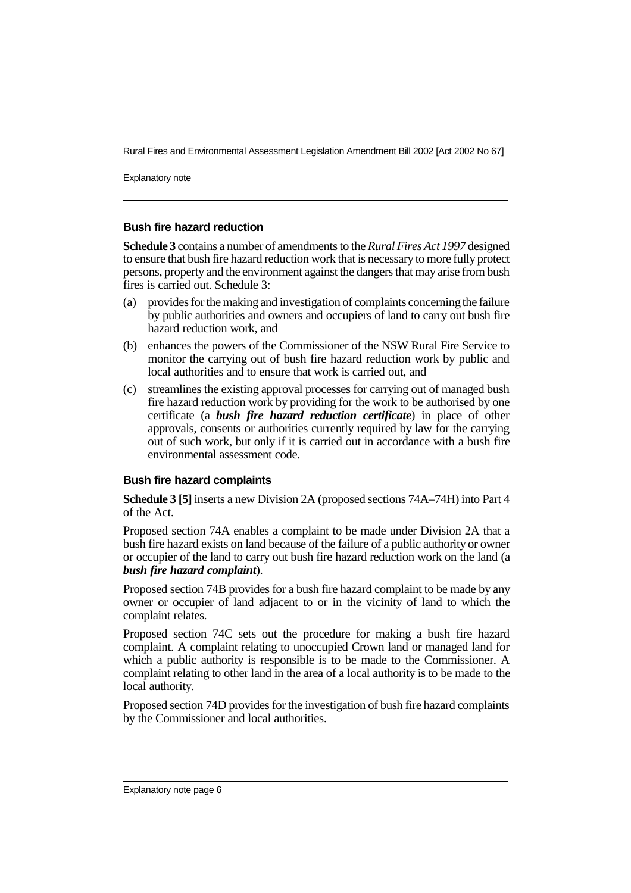### Bush fire hazard reduction

**Schedule 3** contains a number of amendments to the *Rural Fires Act 1997* designed to ensure that bush fire hazard reduction work that is necessary to more fully protect persons, property and the environment against the dangers that may arise from bush fires is carried out. Schedule 3:

(a) provides for the making and investigation of complaints concerning the failure by public authorities and owners and occupiers of land to carry out bush fire hazard reduction work, and

(b) enhances the powers of the Commissioner of the NSW Rural Fire Service to monitor the carrying out of bush fire hazard reduction work by public and local authorities and to ensure that work is carried out, and

(c) streamlines the existing approval processes for carrying out of managed bush fire hazard reduction work by providing for the work to be authorised by one certificate (a ***bush fire hazard reduction certificate***) in place of other approvals, consents or authorities currently required by law for the carrying out of such work, but only if it is carried out in accordance with a bush fire environmental assessment code.

### Bush fire hazard complaints

**Schedule 3 [5]** inserts a new Division 2A (proposed sections 74A–74H) into Part 4 of the Act.

Proposed section 74A enables a complaint to be made under Division 2A that a bush fire hazard exists on land because of the failure of a public authority or owner or occupier of the land to carry out bush fire hazard reduction work on the land (a ***bush fire hazard complaint***).

Proposed section 74B provides for a bush fire hazard complaint to be made by any owner or occupier of land adjacent to or in the vicinity of land to which the complaint relates.

Proposed section 74C sets out the procedure for making a bush fire hazard complaint. A complaint relating to unoccupied Crown land or managed land for which a public authority is responsible is to be made to the Commissioner. A complaint relating to other land in the area of a local authority is to be made to the local authority.

Proposed section 74D provides for the investigation of bush fire hazard complaints by the Commissioner and local authorities.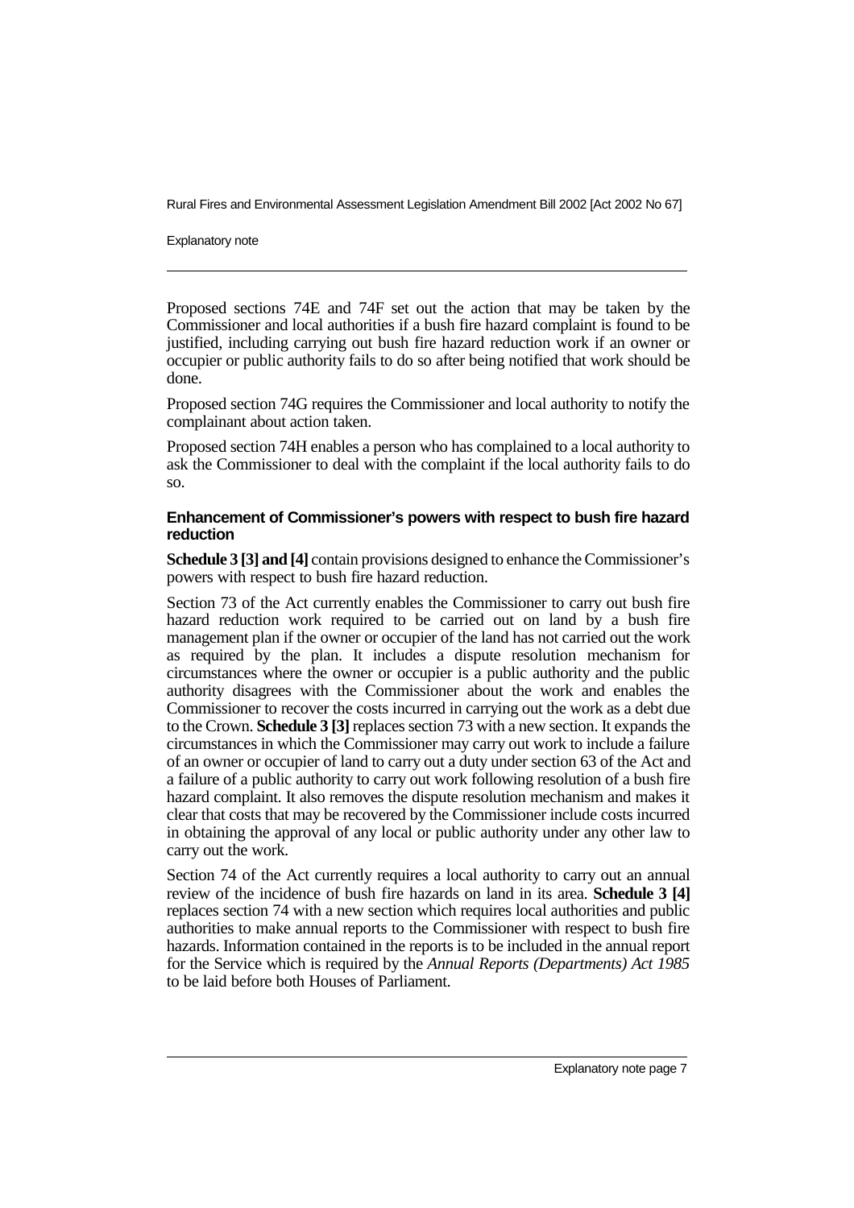Proposed sections 74E and 74F set out the action that may be taken by the Commissioner and local authorities if a bush fire hazard complaint is found to be justified, including carrying out bush fire hazard reduction work if an owner or occupier or public authority fails to do so after being notified that work should be done.

Proposed section 74G requires the Commissioner and local authority to notify the complainant about action taken.

Proposed section 74H enables a person who has complained to a local authority to ask the Commissioner to deal with the complaint if the local authority fails to do so.

#### Enhancement of Commissioner's powers with respect to bush fire hazard reduction

**Schedule 3 [3] and [4]** contain provisions designed to enhance the Commissioner's powers with respect to bush fire hazard reduction.

Section 73 of the Act currently enables the Commissioner to carry out bush fire hazard reduction work required to be carried out on land by a bush fire management plan if the owner or occupier of the land has not carried out the work as required by the plan. It includes a dispute resolution mechanism for circumstances where the owner or occupier is a public authority and the public authority disagrees with the Commissioner about the work and enables the Commissioner to recover the costs incurred in carrying out the work as a debt due to the Crown. **Schedule 3 [3]** replaces section 73 with a new section. It expands the circumstances in which the Commissioner may carry out work to include a failure of an owner or occupier of land to carry out a duty under section 63 of the Act and a failure of a public authority to carry out work following resolution of a bush fire hazard complaint. It also removes the dispute resolution mechanism and makes it clear that costs that may be recovered by the Commissioner include costs incurred in obtaining the approval of any local or public authority under any other law to carry out the work.

Section 74 of the Act currently requires a local authority to carry out an annual review of the incidence of bush fire hazards on land in its area. **Schedule 3 [4]** replaces section 74 with a new section which requires local authorities and public authorities to make annual reports to the Commissioner with respect to bush fire hazards. Information contained in the reports is to be included in the annual report for the Service which is required by the *Annual Reports (Departments) Act 1985* to be laid before both Houses of Parliament.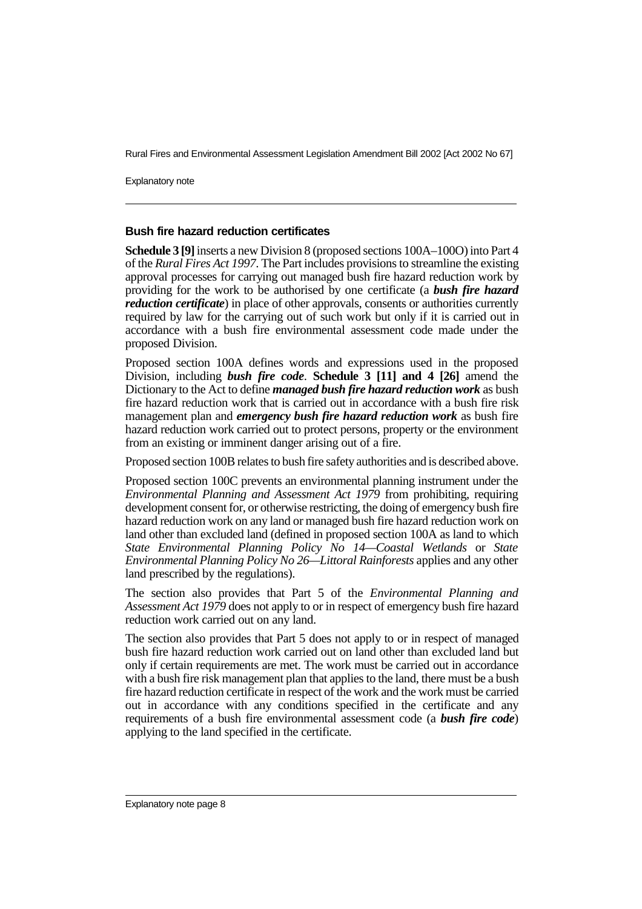### Bush fire hazard reduction certificates

**Schedule 3 [9]** inserts a new Division 8 (proposed sections 100A–100O) into Part 4 of the *Rural Fires Act 1997*. The Part includes provisions to streamline the existing approval processes for carrying out managed bush fire hazard reduction work by providing for the work to be authorised by one certificate (a ***bush fire hazard reduction certificate***) in place of other approvals, consents or authorities currently required by law for the carrying out of such work but only if it is carried out in accordance with a bush fire environmental assessment code made under the proposed Division.

Proposed section 100A defines words and expressions used in the proposed Division, including ***bush fire code***. **Schedule 3 [11] and 4 [26]** amend the Dictionary to the Act to define ***managed bush fire hazard reduction work*** as bush fire hazard reduction work that is carried out in accordance with a bush fire risk management plan and ***emergency bush fire hazard reduction work*** as bush fire hazard reduction work carried out to protect persons, property or the environment from an existing or imminent danger arising out of a fire.

Proposed section 100B relates to bush fire safety authorities and is described above.

Proposed section 100C prevents an environmental planning instrument under the *Environmental Planning and Assessment Act 1979* from prohibiting, requiring development consent for, or otherwise restricting, the doing of emergency bush fire hazard reduction work on any land or managed bush fire hazard reduction work on land other than excluded land (defined in proposed section 100A as land to which *State Environmental Planning Policy No 14—Coastal Wetlands* or *State Environmental Planning Policy No 26—Littoral Rainforests* applies and any other land prescribed by the regulations).

The section also provides that Part 5 of the *Environmental Planning and Assessment Act 1979* does not apply to or in respect of emergency bush fire hazard reduction work carried out on any land.

The section also provides that Part 5 does not apply to or in respect of managed bush fire hazard reduction work carried out on land other than excluded land but only if certain requirements are met. The work must be carried out in accordance with a bush fire risk management plan that applies to the land, there must be a bush fire hazard reduction certificate in respect of the work and the work must be carried out in accordance with any conditions specified in the certificate and any requirements of a bush fire environmental assessment code (a ***bush fire code***) applying to the land specified in the certificate.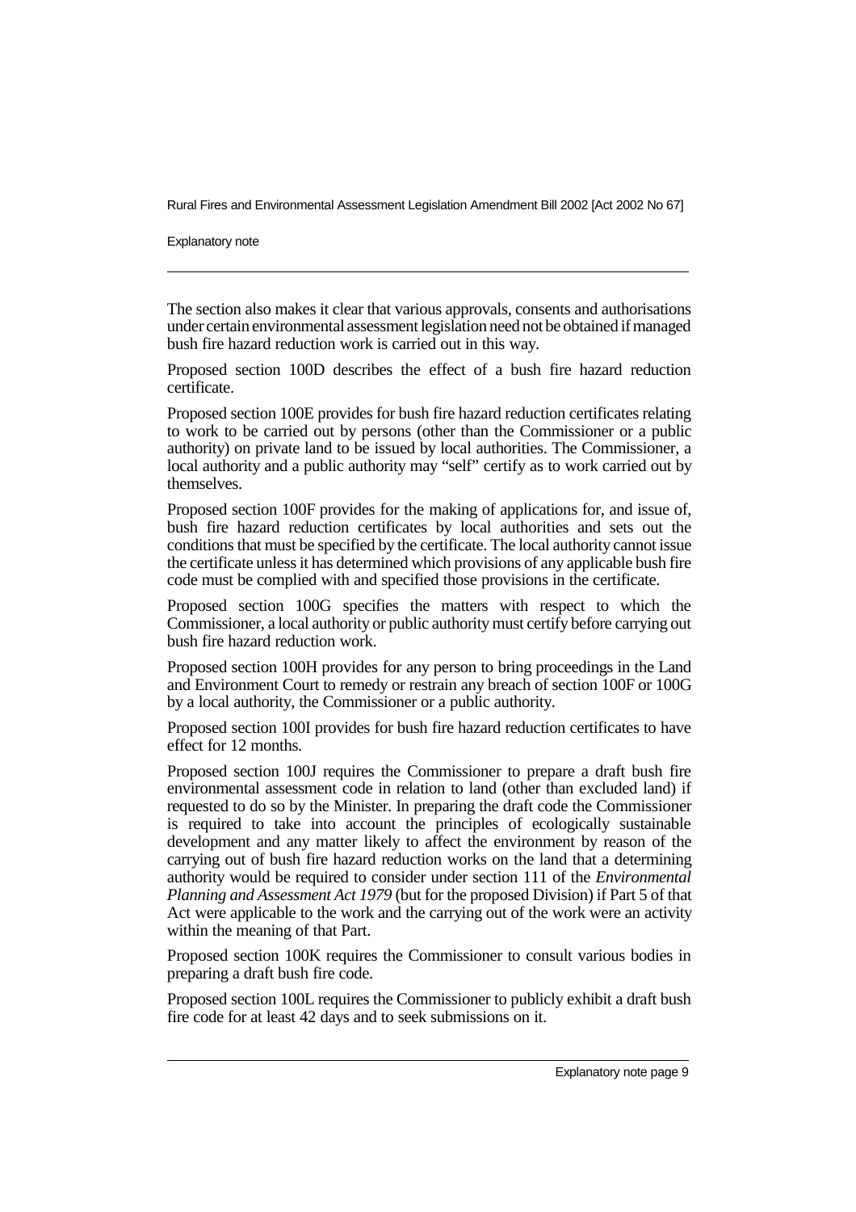The section also makes it clear that various approvals, consents and authorisations under certain environmental assessment legislation need not be obtained if managed bush fire hazard reduction work is carried out in this way.

Proposed section 100D describes the effect of a bush fire hazard reduction certificate.

Proposed section 100E provides for bush fire hazard reduction certificates relating to work to be carried out by persons (other than the Commissioner or a public authority) on private land to be issued by local authorities. The Commissioner, a local authority and a public authority may "self" certify as to work carried out by themselves.

Proposed section 100F provides for the making of applications for, and issue of, bush fire hazard reduction certificates by local authorities and sets out the conditions that must be specified by the certificate. The local authority cannot issue the certificate unless it has determined which provisions of any applicable bush fire code must be complied with and specified those provisions in the certificate.

Proposed section 100G specifies the matters with respect to which the Commissioner, a local authority or public authority must certify before carrying out bush fire hazard reduction work.

Proposed section 100H provides for any person to bring proceedings in the Land and Environment Court to remedy or restrain any breach of section 100F or 100G by a local authority, the Commissioner or a public authority.

Proposed section 100I provides for bush fire hazard reduction certificates to have effect for 12 months.

Proposed section 100J requires the Commissioner to prepare a draft bush fire environmental assessment code in relation to land (other than excluded land) if requested to do so by the Minister. In preparing the draft code the Commissioner is required to take into account the principles of ecologically sustainable development and any matter likely to affect the environment by reason of the carrying out of bush fire hazard reduction works on the land that a determining authority would be required to consider under section 111 of the *Environmental Planning and Assessment Act 1979* (but for the proposed Division) if Part 5 of that Act were applicable to the work and the carrying out of the work were an activity within the meaning of that Part.

Proposed section 100K requires the Commissioner to consult various bodies in preparing a draft bush fire code.

Proposed section 100L requires the Commissioner to publicly exhibit a draft bush fire code for at least 42 days and to seek submissions on it.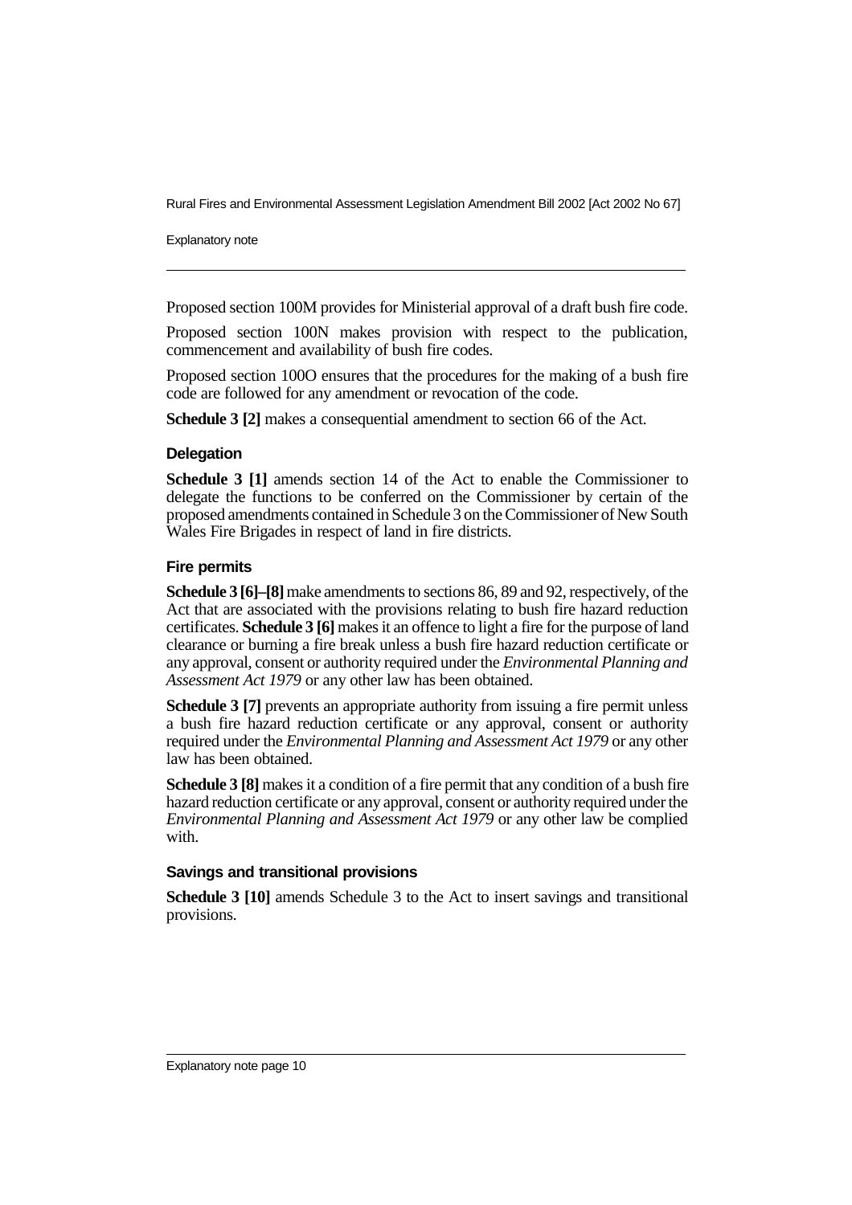Proposed section 100M provides for Ministerial approval of a draft bush fire code.

Proposed section 100N makes provision with respect to the publication, commencement and availability of bush fire codes.

Proposed section 100O ensures that the procedures for the making of a bush fire code are followed for any amendment or revocation of the code.

**Schedule 3 [2]** makes a consequential amendment to section 66 of the Act.

#### Delegation

**Schedule 3 [1]** amends section 14 of the Act to enable the Commissioner to delegate the functions to be conferred on the Commissioner by certain of the proposed amendments contained in Schedule 3 on the Commissioner of New South Wales Fire Brigades in respect of land in fire districts.

#### Fire permits

**Schedule 3 [6]–[8]** make amendments to sections 86, 89 and 92, respectively, of the Act that are associated with the provisions relating to bush fire hazard reduction certificates. **Schedule 3 [6]** makes it an offence to light a fire for the purpose of land clearance or burning a fire break unless a bush fire hazard reduction certificate or any approval, consent or authority required under the *Environmental Planning and Assessment Act 1979* or any other law has been obtained.

**Schedule 3 [7]** prevents an appropriate authority from issuing a fire permit unless a bush fire hazard reduction certificate or any approval, consent or authority required under the *Environmental Planning and Assessment Act 1979* or any other law has been obtained.

**Schedule 3 [8]** makes it a condition of a fire permit that any condition of a bush fire hazard reduction certificate or any approval, consent or authority required under the *Environmental Planning and Assessment Act 1979* or any other law be complied with.

#### Savings and transitional provisions

**Schedule 3 [10]** amends Schedule 3 to the Act to insert savings and transitional provisions.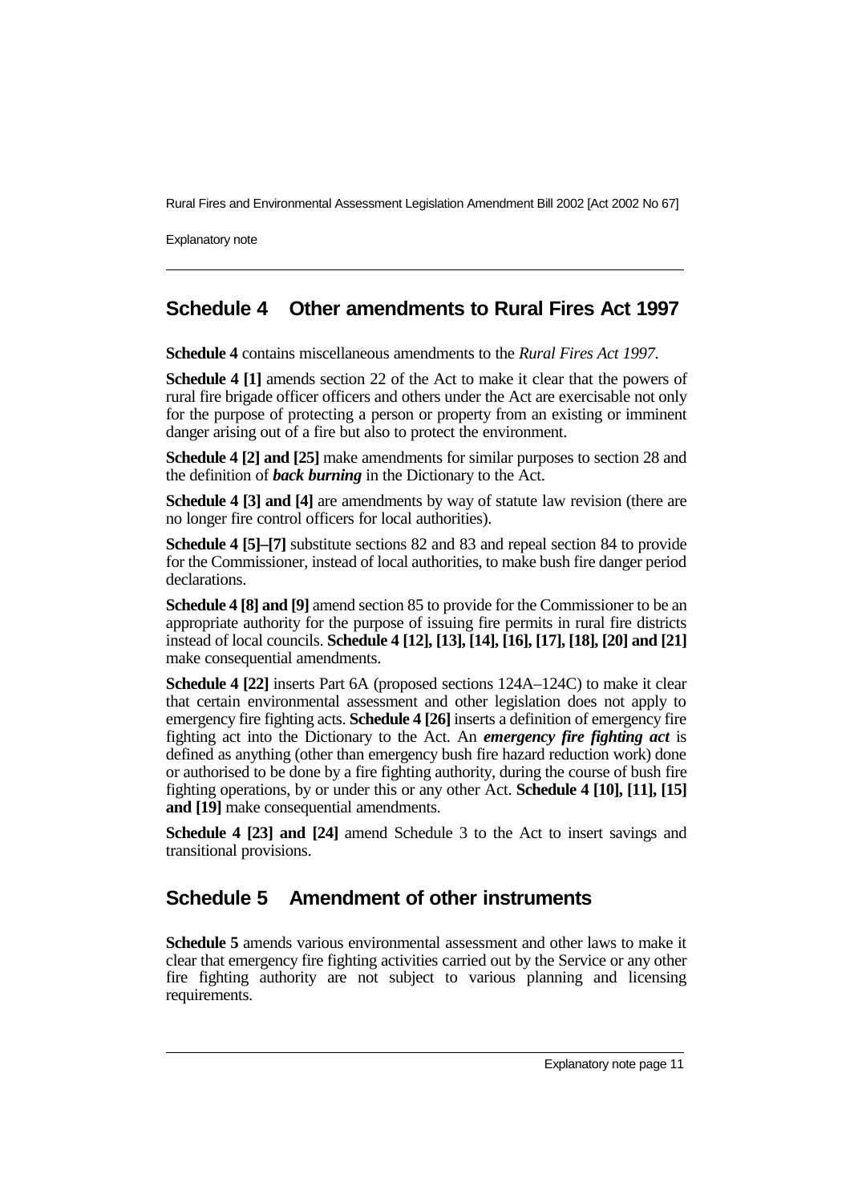## Schedule 4 Other amendments to Rural Fires Act 1997

**Schedule 4** contains miscellaneous amendments to the *Rural Fires Act 1997*.

**Schedule 4 [1]** amends section 22 of the Act to make it clear that the powers of rural fire brigade officer officers and others under the Act are exercisable not only for the purpose of protecting a person or property from an existing or imminent danger arising out of a fire but also to protect the environment.

**Schedule 4 [2] and [25]** make amendments for similar purposes to section 28 and the definition of ***back burning*** in the Dictionary to the Act.

**Schedule 4 [3] and [4]** are amendments by way of statute law revision (there are no longer fire control officers for local authorities).

**Schedule 4 [5]–[7]** substitute sections 82 and 83 and repeal section 84 to provide for the Commissioner, instead of local authorities, to make bush fire danger period declarations.

**Schedule 4 [8] and [9]** amend section 85 to provide for the Commissioner to be an appropriate authority for the purpose of issuing fire permits in rural fire districts instead of local councils. **Schedule 4 [12], [13], [14], [16], [17], [18], [20] and [21]** make consequential amendments.

**Schedule 4 [22]** inserts Part 6A (proposed sections 124A–124C) to make it clear that certain environmental assessment and other legislation does not apply to emergency fire fighting acts. **Schedule 4 [26]** inserts a definition of emergency fire fighting act into the Dictionary to the Act. An ***emergency fire fighting act*** is defined as anything (other than emergency bush fire hazard reduction work) done or authorised to be done by a fire fighting authority, during the course of bush fire fighting operations, by or under this or any other Act. **Schedule 4 [10], [11], [15] and [19]** make consequential amendments.

**Schedule 4 [23] and [24]** amend Schedule 3 to the Act to insert savings and transitional provisions.

## Schedule 5 Amendment of other instruments

**Schedule 5** amends various environmental assessment and other laws to make it clear that emergency fire fighting activities carried out by the Service or any other fire fighting authority are not subject to various planning and licensing requirements.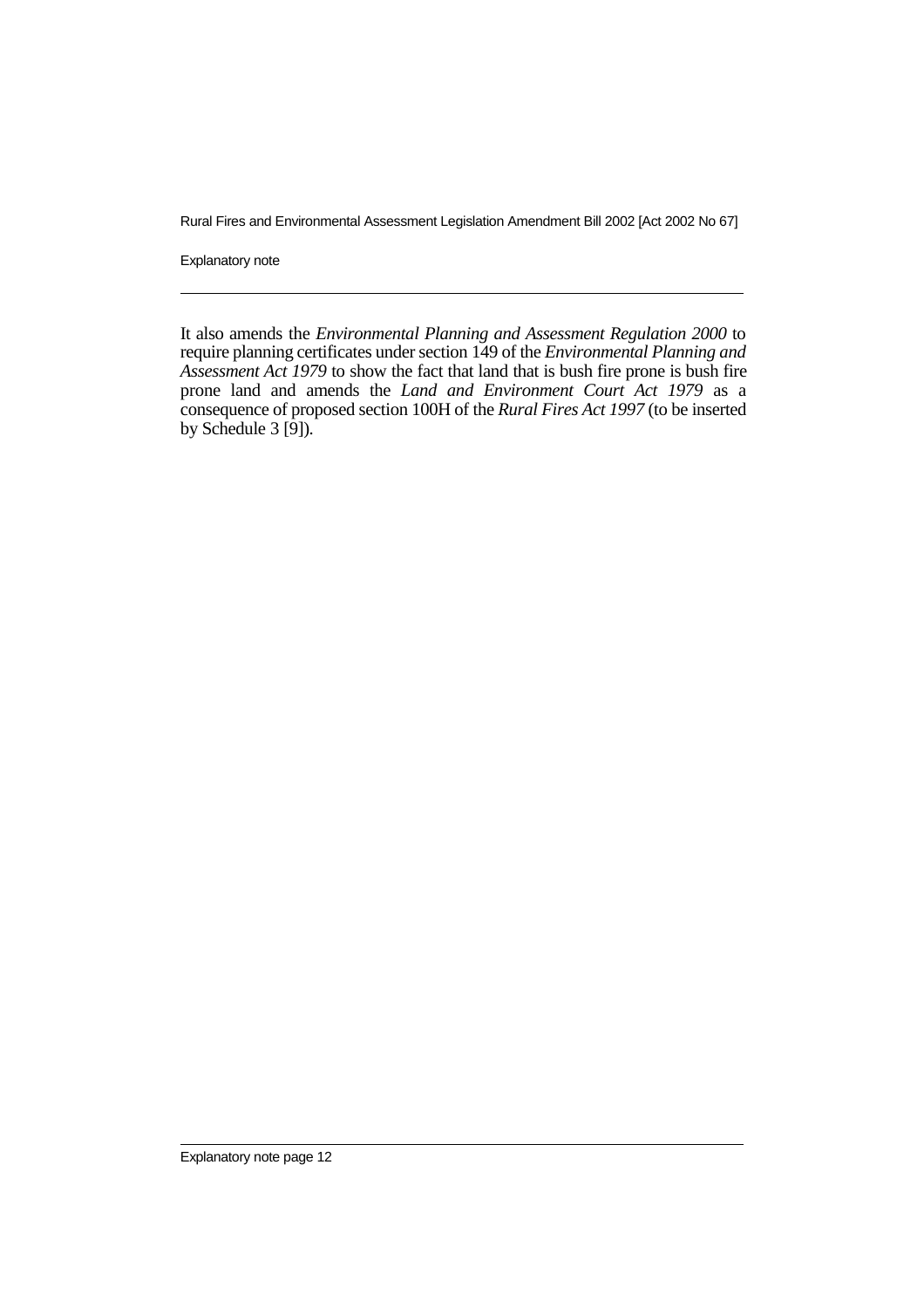It also amends the *Environmental Planning and Assessment Regulation 2000* to require planning certificates under section 149 of the *Environmental Planning and Assessment Act 1979* to show the fact that land that is bush fire prone is bush fire prone land and amends the *Land and Environment Court Act 1979* as a consequence of proposed section 100H of the *Rural Fires Act 1997* (to be inserted by Schedule 3 [9]).